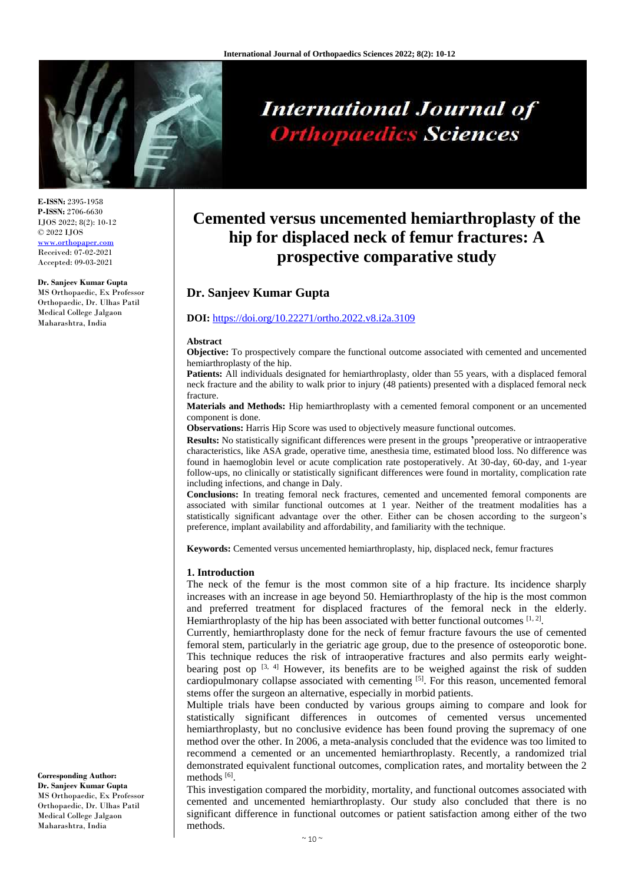**E-ISSN:** 2395-1958
**P-ISSN:** 2706-6630
IJOS 2022; 8(2): 10-12
© 2022 IJOS
www.orthopaper.com
Received: 07-02-2021
Accepted: 09-03-2021

**Dr. Sanjeev Kumar Gupta**
MS Orthopaedic, Ex Professor Orthopaedic, Dr. Ulhas Patil Medical College Jalgaon Maharashtra, India

**Corresponding Author:**
**Dr. Sanjeev Kumar Gupta**
MS Orthopaedic, Ex Professor Orthopaedic, Dr. Ulhas Patil Medical College Jalgaon Maharashtra, India

# Cemented versus uncemented hemiarthroplasty of the hip for displaced neck of femur fractures: A prospective comparative study

## Dr. Sanjeev Kumar Gupta

**DOI:** https://doi.org/10.22271/ortho.2022.v8.i2a.3109

### Abstract

**Objective:** To prospectively compare the functional outcome associated with cemented and uncemented hemiarthroplasty of the hip.

**Patients:** All individuals designated for hemiarthroplasty, older than 55 years, with a displaced femoral neck fracture and the ability to walk prior to injury (48 patients) presented with a displaced femoral neck fracture.

**Materials and Methods:** Hip hemiarthroplasty with a cemented femoral component or an uncemented component is done.

**Observations:** Harris Hip Score was used to objectively measure functional outcomes.

**Results:** No statistically significant differences were present in the groups 'preoperative or intraoperative characteristics, like ASA grade, operative time, anesthesia time, estimated blood loss. No difference was found in haemoglobin level or acute complication rate postoperatively. At 30-day, 60-day, and 1-year follow-ups, no clinically or statistically significant differences were found in mortality, complication rate including infections, and change in Daly.

**Conclusions:** In treating femoral neck fractures, cemented and uncemented femoral components are associated with similar functional outcomes at 1 year. Neither of the treatment modalities has a statistically significant advantage over the other. Either can be chosen according to the surgeon's preference, implant availability and affordability, and familiarity with the technique.

**Keywords:** Cemented versus uncemented hemiarthroplasty, hip, displaced neck, femur fractures

### 1. Introduction

The neck of the femur is the most common site of a hip fracture. Its incidence sharply increases with an increase in age beyond 50. Hemiarthroplasty of the hip is the most common and preferred treatment for displaced fractures of the femoral neck in the elderly. Hemiarthroplasty of the hip has been associated with better functional outcomes [1, 2].

Currently, hemiarthroplasty done for the neck of femur fracture favours the use of cemented femoral stem, particularly in the geriatric age group, due to the presence of osteoporotic bone. This technique reduces the risk of intraoperative fractures and also permits early weight-bearing post op [3, 4] However, its benefits are to be weighed against the risk of sudden cardiopulmonary collapse associated with cementing [5]. For this reason, uncemented femoral stems offer the surgeon an alternative, especially in morbid patients.

Multiple trials have been conducted by various groups aiming to compare and look for statistically significant differences in outcomes of cemented versus uncemented hemiarthroplasty, but no conclusive evidence has been found proving the supremacy of one method over the other. In 2006, a meta-analysis concluded that the evidence was too limited to recommend a cemented or an uncemented hemiarthroplasty. Recently, a randomized trial demonstrated equivalent functional outcomes, complication rates, and mortality between the 2 methods [6].

This investigation compared the morbidity, mortality, and functional outcomes associated with cemented and uncemented hemiarthroplasty. Our study also concluded that there is no significant difference in functional outcomes or patient satisfaction among either of the two methods.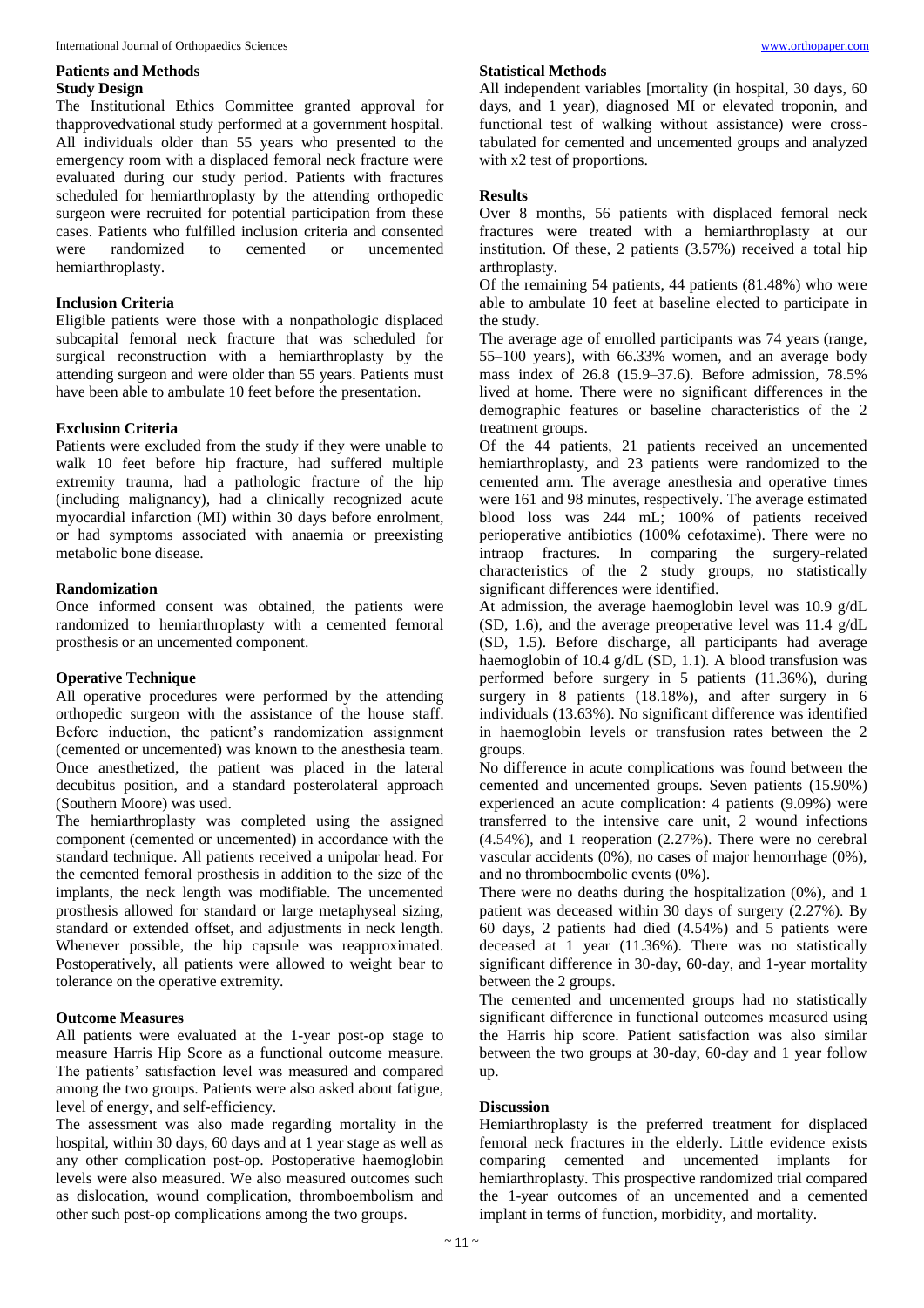## Patients and Methods

### Study Design

The Institutional Ethics Committee granted approval for thapprovedvational study performed at a government hospital. All individuals older than 55 years who presented to the emergency room with a displaced femoral neck fracture were evaluated during our study period. Patients with fractures scheduled for hemiarthroplasty by the attending orthopedic surgeon were recruited for potential participation from these cases. Patients who fulfilled inclusion criteria and consented were randomized to cemented or uncemented hemiarthroplasty.

### Inclusion Criteria

Eligible patients were those with a nonpathologic displaced subcapital femoral neck fracture that was scheduled for surgical reconstruction with a hemiarthroplasty by the attending surgeon and were older than 55 years. Patients must have been able to ambulate 10 feet before the presentation.

### Exclusion Criteria

Patients were excluded from the study if they were unable to walk 10 feet before hip fracture, had suffered multiple extremity trauma, had a pathologic fracture of the hip (including malignancy), had a clinically recognized acute myocardial infarction (MI) within 30 days before enrolment, or had symptoms associated with anaemia or preexisting metabolic bone disease.

### Randomization

Once informed consent was obtained, the patients were randomized to hemiarthroplasty with a cemented femoral prosthesis or an uncemented component.

### Operative Technique

All operative procedures were performed by the attending orthopedic surgeon with the assistance of the house staff. Before induction, the patient's randomization assignment (cemented or uncemented) was known to the anesthesia team. Once anesthetized, the patient was placed in the lateral decubitus position, and a standard posterolateral approach (Southern Moore) was used.

The hemiarthroplasty was completed using the assigned component (cemented or uncemented) in accordance with the standard technique. All patients received a unipolar head. For the cemented femoral prosthesis in addition to the size of the implants, the neck length was modifiable. The uncemented prosthesis allowed for standard or large metaphyseal sizing, standard or extended offset, and adjustments in neck length. Whenever possible, the hip capsule was reapproximated. Postoperatively, all patients were allowed to weight bear to tolerance on the operative extremity.

### Outcome Measures

All patients were evaluated at the 1-year post-op stage to measure Harris Hip Score as a functional outcome measure. The patients' satisfaction level was measured and compared among the two groups. Patients were also asked about fatigue, level of energy, and self-efficiency.

The assessment was also made regarding mortality in the hospital, within 30 days, 60 days and at 1 year stage as well as any other complication post-op. Postoperative haemoglobin levels were also measured. We also measured outcomes such as dislocation, wound complication, thromboembolism and other such post-op complications among the two groups.

### Statistical Methods

All independent variables [mortality (in hospital, 30 days, 60 days, and 1 year), diagnosed MI or elevated troponin, and functional test of walking without assistance) were cross-tabulated for cemented and uncemented groups and analyzed with x2 test of proportions.

## Results

Over 8 months, 56 patients with displaced femoral neck fractures were treated with a hemiarthroplasty at our institution. Of these, 2 patients (3.57%) received a total hip arthroplasty.

Of the remaining 54 patients, 44 patients (81.48%) who were able to ambulate 10 feet at baseline elected to participate in the study.

The average age of enrolled participants was 74 years (range, 55–100 years), with 66.33% women, and an average body mass index of 26.8 (15.9–37.6). Before admission, 78.5% lived at home. There were no significant differences in the demographic features or baseline characteristics of the 2 treatment groups.

Of the 44 patients, 21 patients received an uncemented hemiarthroplasty, and 23 patients were randomized to the cemented arm. The average anesthesia and operative times were 161 and 98 minutes, respectively. The average estimated blood loss was 244 mL; 100% of patients received perioperative antibiotics (100% cefotaxime). There were no intraop fractures. In comparing the surgery-related characteristics of the 2 study groups, no statistically significant differences were identified.

At admission, the average haemoglobin level was 10.9 g/dL (SD, 1.6), and the average preoperative level was 11.4 g/dL (SD, 1.5). Before discharge, all participants had average haemoglobin of 10.4 g/dL (SD, 1.1). A blood transfusion was performed before surgery in 5 patients (11.36%), during surgery in 8 patients (18.18%), and after surgery in 6 individuals (13.63%). No significant difference was identified in haemoglobin levels or transfusion rates between the 2 groups.

No difference in acute complications was found between the cemented and uncemented groups. Seven patients (15.90%) experienced an acute complication: 4 patients (9.09%) were transferred to the intensive care unit, 2 wound infections (4.54%), and 1 reoperation (2.27%). There were no cerebral vascular accidents (0%), no cases of major hemorrhage (0%), and no thromboembolic events (0%).

There were no deaths during the hospitalization (0%), and 1 patient was deceased within 30 days of surgery (2.27%). By 60 days, 2 patients had died (4.54%) and 5 patients were deceased at 1 year (11.36%). There was no statistically significant difference in 30-day, 60-day, and 1-year mortality between the 2 groups.

The cemented and uncemented groups had no statistically significant difference in functional outcomes measured using the Harris hip score. Patient satisfaction was also similar between the two groups at 30-day, 60-day and 1 year follow up.

## Discussion

Hemiarthroplasty is the preferred treatment for displaced femoral neck fractures in the elderly. Little evidence exists comparing cemented and uncemented implants for hemiarthroplasty. This prospective randomized trial compared the 1-year outcomes of an uncemented and a cemented implant in terms of function, morbidity, and mortality.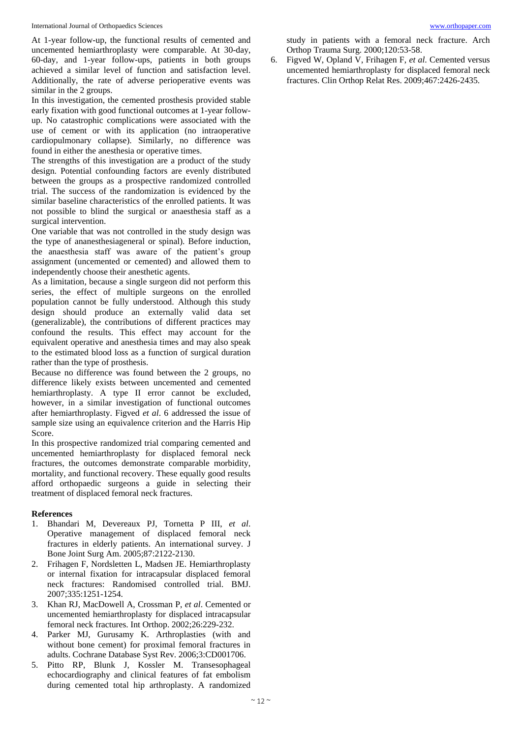At 1-year follow-up, the functional results of cemented and uncemented hemiarthroplasty were comparable. At 30-day, 60-day, and 1-year follow-ups, patients in both groups achieved a similar level of function and satisfaction level. Additionally, the rate of adverse perioperative events was similar in the 2 groups.

In this investigation, the cemented prosthesis provided stable early fixation with good functional outcomes at 1-year follow-up. No catastrophic complications were associated with the use of cement or with its application (no intraoperative cardiopulmonary collapse). Similarly, no difference was found in either the anesthesia or operative times.

The strengths of this investigation are a product of the study design. Potential confounding factors are evenly distributed between the groups as a prospective randomized controlled trial. The success of the randomization is evidenced by the similar baseline characteristics of the enrolled patients. It was not possible to blind the surgical or anaesthesia staff as a surgical intervention.

One variable that was not controlled in the study design was the type of ananesthesiageneral or spinal). Before induction, the anaesthesia staff was aware of the patient's group assignment (uncemented or cemented) and allowed them to independently choose their anesthetic agents.

As a limitation, because a single surgeon did not perform this series, the effect of multiple surgeons on the enrolled population cannot be fully understood. Although this study design should produce an externally valid data set (generalizable), the contributions of different practices may confound the results. This effect may account for the equivalent operative and anesthesia times and may also speak to the estimated blood loss as a function of surgical duration rather than the type of prosthesis.

Because no difference was found between the 2 groups, no difference likely exists between uncemented and cemented hemiarthroplasty. A type II error cannot be excluded, however, in a similar investigation of functional outcomes after hemiarthroplasty. Figved *et al*. 6 addressed the issue of sample size using an equivalence criterion and the Harris Hip Score.

In this prospective randomized trial comparing cemented and uncemented hemiarthroplasty for displaced femoral neck fractures, the outcomes demonstrate comparable morbidity, mortality, and functional recovery. These equally good results afford orthopaedic surgeons a guide in selecting their treatment of displaced femoral neck fractures.

## References

1. Bhandari M, Devereaux PJ, Tornetta P III, *et al*. Operative management of displaced femoral neck fractures in elderly patients. An international survey. J Bone Joint Surg Am. 2005;87:2122-2130.
2. Frihagen F, Nordsletten L, Madsen JE. Hemiarthroplasty or internal fixation for intracapsular displaced femoral neck fractures: Randomised controlled trial. BMJ. 2007;335:1251-1254.
3. Khan RJ, MacDowell A, Crossman P, *et al*. Cemented or uncemented hemiarthroplasty for displaced intracapsular femoral neck fractures. Int Orthop. 2002;26:229-232.
4. Parker MJ, Gurusamy K. Arthroplasties (with and without bone cement) for proximal femoral fractures in adults. Cochrane Database Syst Rev. 2006;3:CD001706.
5. Pitto RP, Blunk J, Kossler M. Transesophageal echocardiography and clinical features of fat embolism during cemented total hip arthroplasty. A randomized study in patients with a femoral neck fracture. Arch Orthop Trauma Surg. 2000;120:53-58.
6. Figved W, Opland V, Frihagen F, *et al*. Cemented versus uncemented hemiarthroplasty for displaced femoral neck fractures. Clin Orthop Relat Res. 2009;467:2426-2435.